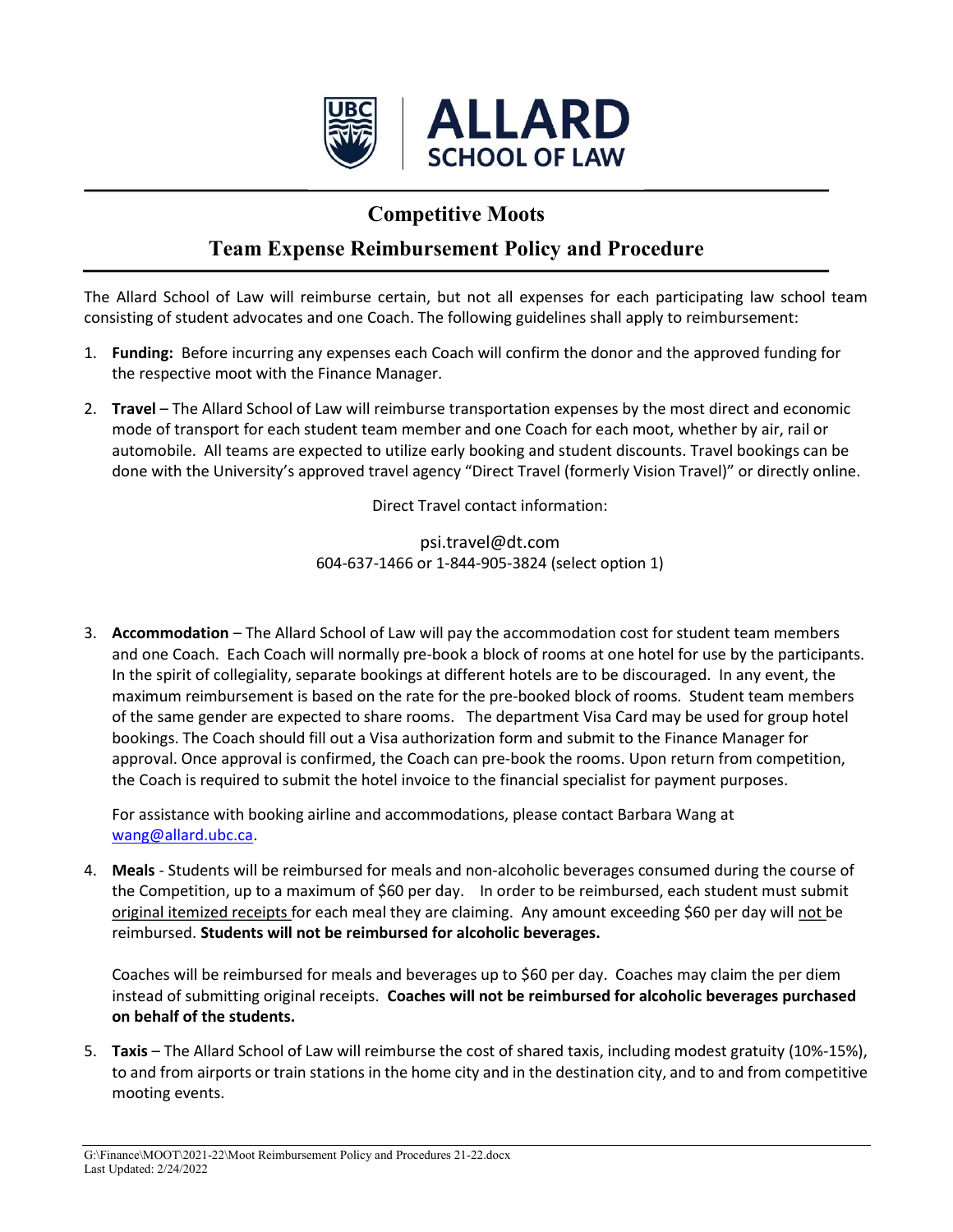# Competitive Moots

## Team Expense Reimbursement Policy and Procedure

The Allard School of Law will reimburse certain, but not all expenses for each participating law school team consisting of student advocates and one Coach. The following guidelines shall apply to reimbursement:

1. **Funding:** Before incurring any expenses each Coach will confirm the donor and the approved funding for the respective moot with the Finance Manager.

2. **Travel** – The Allard School of Law will reimburse transportation expenses by the most direct and economic mode of transport for each student team member and one Coach for each moot, whether by air, rail or automobile. All teams are expected to utilize early booking and student discounts. Travel bookings can be done with the University's approved travel agency "Direct Travel (formerly Vision Travel)" or directly online.

   Direct Travel contact information:

   psi.travel@dt.com
   604-637-1466 or 1-844-905-3824 (select option 1)

3. **Accommodation** – The Allard School of Law will pay the accommodation cost for student team members and one Coach. Each Coach will normally pre-book a block of rooms at one hotel for use by the participants. In the spirit of collegiality, separate bookings at different hotels are to be discouraged. In any event, the maximum reimbursement is based on the rate for the pre-booked block of rooms. Student team members of the same gender are expected to share rooms. The department Visa Card may be used for group hotel bookings. The Coach should fill out a Visa authorization form and submit to the Finance Manager for approval. Once approval is confirmed, the Coach can pre-book the rooms. Upon return from competition, the Coach is required to submit the hotel invoice to the financial specialist for payment purposes.

   For assistance with booking airline and accommodations, please contact Barbara Wang at wang@allard.ubc.ca.

4. **Meals** - Students will be reimbursed for meals and non-alcoholic beverages consumed during the course of the Competition, up to a maximum of $60 per day. In order to be reimbursed, each student must submit original itemized receipts for each meal they are claiming. Any amount exceeding $60 per day will not be reimbursed. **Students will not be reimbursed for alcoholic beverages.**

   Coaches will be reimbursed for meals and beverages up to $60 per day. Coaches may claim the per diem instead of submitting original receipts. **Coaches will not be reimbursed for alcoholic beverages purchased on behalf of the students.**

5. **Taxis** – The Allard School of Law will reimburse the cost of shared taxis, including modest gratuity (10%-15%), to and from airports or train stations in the home city and in the destination city, and to and from competitive mooting events.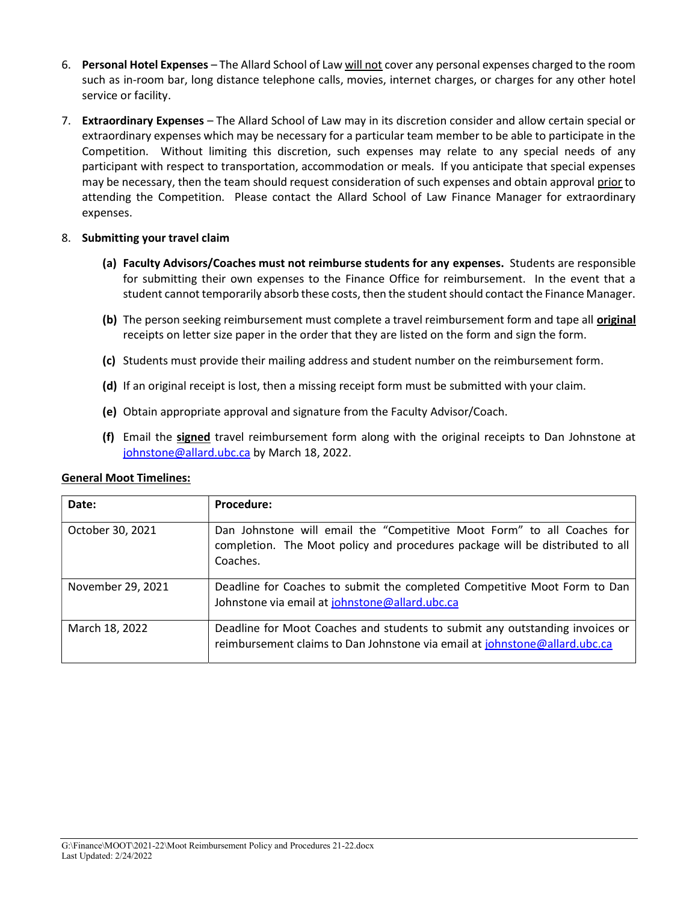6. **Personal Hotel Expenses** – The Allard School of Law will not cover any personal expenses charged to the room such as in-room bar, long distance telephone calls, movies, internet charges, or charges for any other hotel service or facility.

7. **Extraordinary Expenses** – The Allard School of Law may in its discretion consider and allow certain special or extraordinary expenses which may be necessary for a particular team member to be able to participate in the Competition. Without limiting this discretion, such expenses may relate to any special needs of any participant with respect to transportation, accommodation or meals. If you anticipate that special expenses may be necessary, then the team should request consideration of such expenses and obtain approval prior to attending the Competition. Please contact the Allard School of Law Finance Manager for extraordinary expenses.

8. **Submitting your travel claim**

   **(a)** **Faculty Advisors/Coaches must not reimburse students for any expenses.** Students are responsible for submitting their own expenses to the Finance Office for reimbursement. In the event that a student cannot temporarily absorb these costs, then the student should contact the Finance Manager.

   **(b)** The person seeking reimbursement must complete a travel reimbursement form and tape all **original** receipts on letter size paper in the order that they are listed on the form and sign the form.

   **(c)** Students must provide their mailing address and student number on the reimbursement form.

   **(d)** If an original receipt is lost, then a missing receipt form must be submitted with your claim.

   **(e)** Obtain appropriate approval and signature from the Faculty Advisor/Coach.

   **(f)** Email the **signed** travel reimbursement form along with the original receipts to Dan Johnstone at johnstone@allard.ubc.ca by March 18, 2022.

**General Moot Timelines:**

| Date: | Procedure: |
|---|---|
| October 30, 2021 | Dan Johnstone will email the "Competitive Moot Form" to all Coaches for completion. The Moot policy and procedures package will be distributed to all Coaches. |
| November 29, 2021 | Deadline for Coaches to submit the completed Competitive Moot Form to Dan Johnstone via email at johnstone@allard.ubc.ca |
| March 18, 2022 | Deadline for Moot Coaches and students to submit any outstanding invoices or reimbursement claims to Dan Johnstone via email at johnstone@allard.ubc.ca |